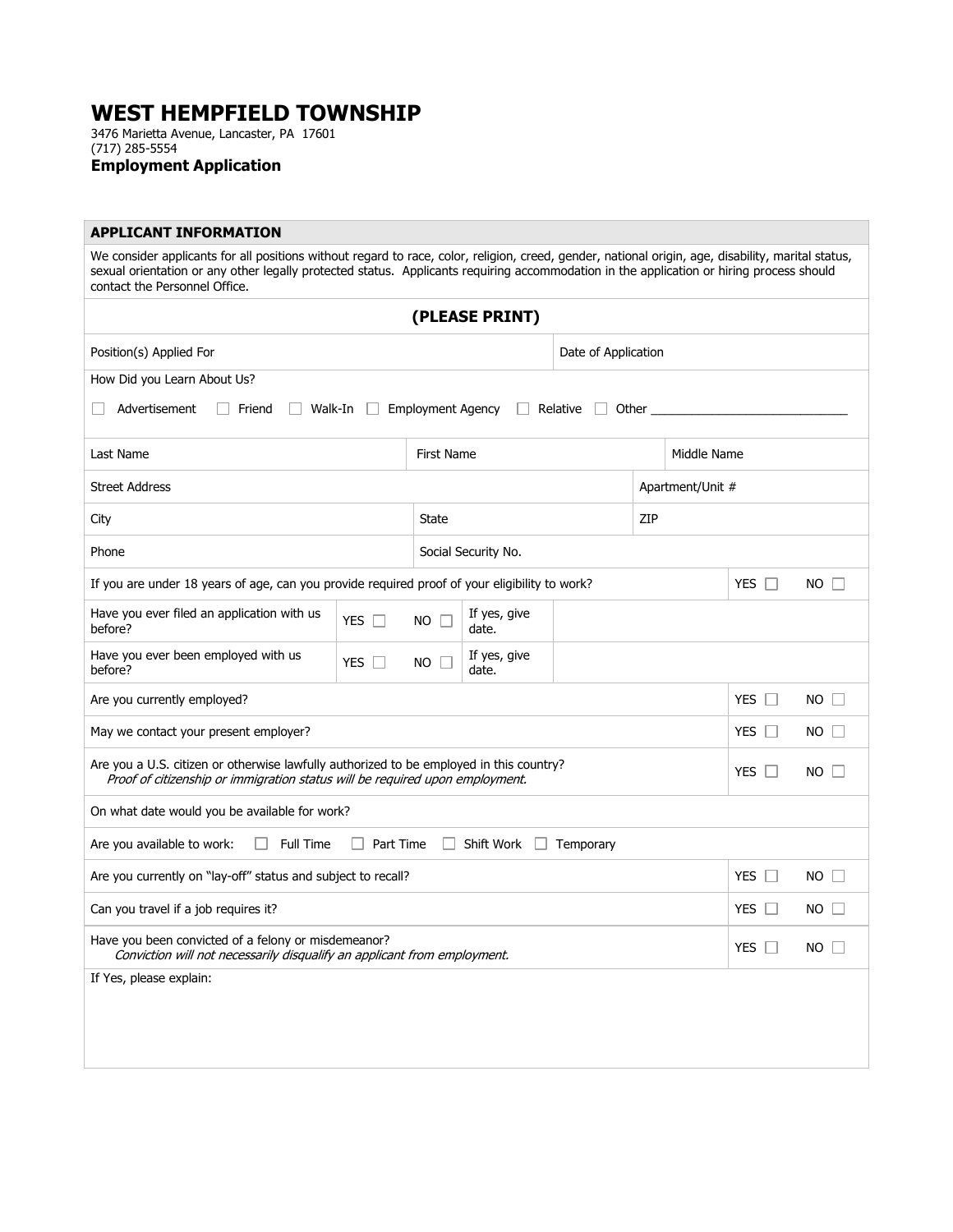# WEST HEMPFIELD TOWNSHIP

3476 Marietta Avenue, Lancaster, PA 17601
(717) 285-5554

## Employment Application

| APPLICANT INFORMATION | | | | | | |
|---|---|---|---|---|---|---|
| We consider applicants for all positions without regard to race, color, religion, creed, gender, national origin, age, disability, marital status, sexual orientation or any other legally protected status. Applicants requiring accommodation in the application or hiring process should contact the Personnel Office. | | | | | | |
| **(PLEASE PRINT)** | | | | | | |
| Position(s) Applied For | | | | Date of Application | | |
| How Did you Learn About Us? ☐ Advertisement ☐ Friend ☐ Walk-In ☐ Employment Agency ☐ Relative ☐ Other ____________________________ | | | | | | |
| Last Name | | First Name | | | Middle Name | |
| Street Address | | | | Apartment/Unit # | | |
| City | | State | | ZIP | | |
| Phone | | Social Security No. | | | | |
| If you are under 18 years of age, can you provide required proof of your eligibility to work? | | | | | YES ☐ | NO ☐ |
| Have you ever filed an application with us before? | YES ☐ | NO ☐ | If yes, give date. | | | |
| Have you ever been employed with us before? | YES ☐ | NO ☐ | If yes, give date. | | | |
| Are you currently employed? | | | | | YES ☐ | NO ☐ |
| May we contact your present employer? | | | | | YES ☐ | NO ☐ |
| Are you a U.S. citizen or otherwise lawfully authorized to be employed in this country? *Proof of citizenship or immigration status will be required upon employment.* | | | | | YES ☐ | NO ☐ |
| On what date would you be available for work? | | | | | | |
| Are you available to work: ☐ Full Time ☐ Part Time ☐ Shift Work ☐ Temporary | | | | | | |
| Are you currently on "lay-off" status and subject to recall? | | | | | YES ☐ | NO ☐ |
| Can you travel if a job requires it? | | | | | YES ☐ | NO ☐ |
| Have you been convicted of a felony or misdemeanor? *Conviction will not necessarily disqualify an applicant from employment.* | | | | | YES ☐ | NO ☐ |
| If Yes, please explain: | | | | | | |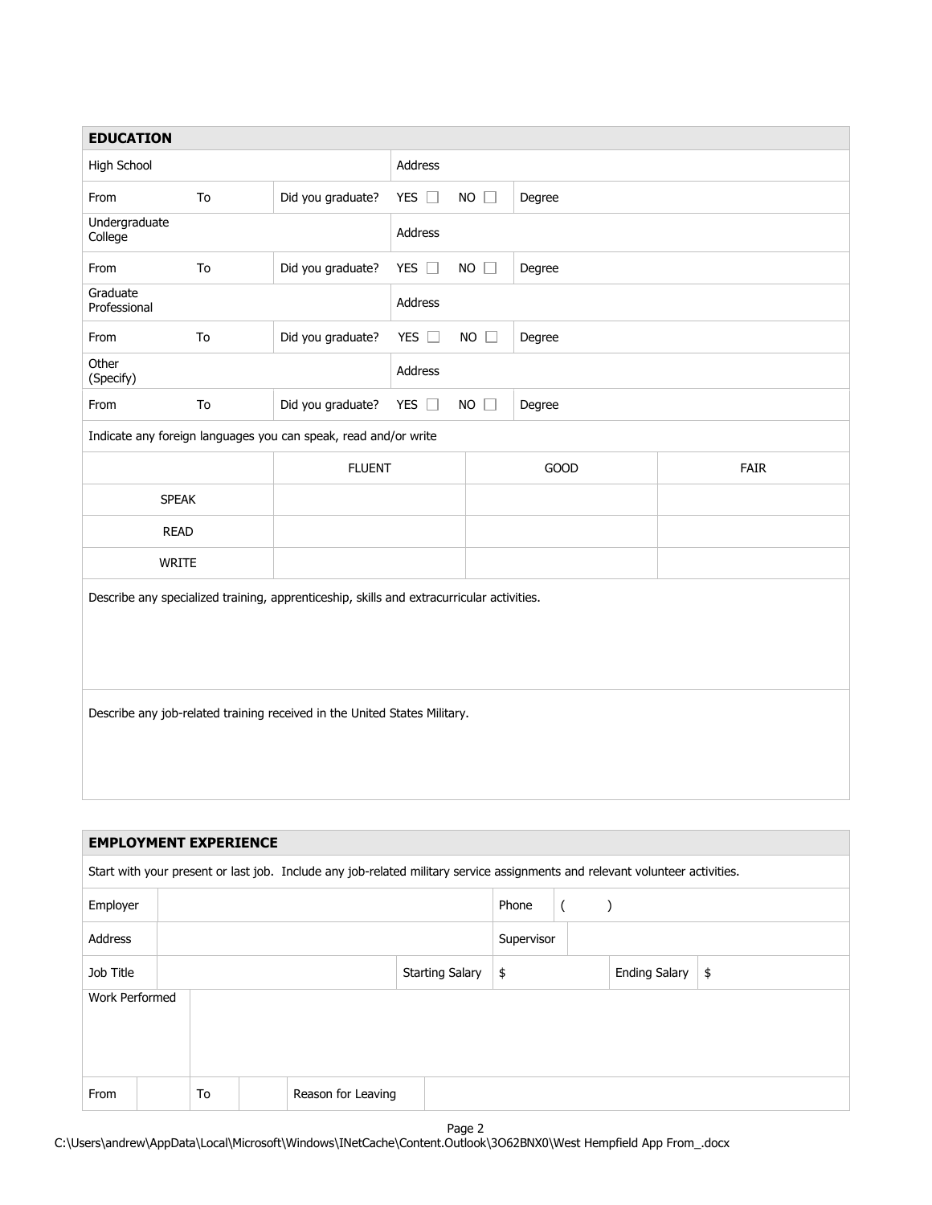## EDUCATION

| | | | | |
|---|---|---|---|---|
| High School | | | Address | |
| From | To | Did you graduate? | YES ☐ NO ☐ | Degree |
| Undergraduate College | | | Address | |
| From | To | Did you graduate? | YES ☐ NO ☐ | Degree |
| Graduate Professional | | | Address | |
| From | To | Did you graduate? | YES ☐ NO ☐ | Degree |
| Other (Specify) | | | Address | |
| From | To | Did you graduate? | YES ☐ NO ☐ | Degree |

Indicate any foreign languages you can speak, read and/or write

| | FLUENT | GOOD | FAIR |
|---|---|---|---|
| SPEAK | | | |
| READ | | | |
| WRITE | | | |

Describe any specialized training, apprenticeship, skills and extracurricular activities.

Describe any job-related training received in the United States Military.

## EMPLOYMENT EXPERIENCE

Start with your present or last job. Include any job-related military service assignments and relevant volunteer activities.

| | | | | | |
|---|---|---|---|---|---|
| Employer | | Phone | ( ) | | |
| Address | | Supervisor | | | |
| Job Title | | Starting Salary | $ | Ending Salary | $ |
| Work Performed | | | | | |
| From | To | Reason for Leaving | | | |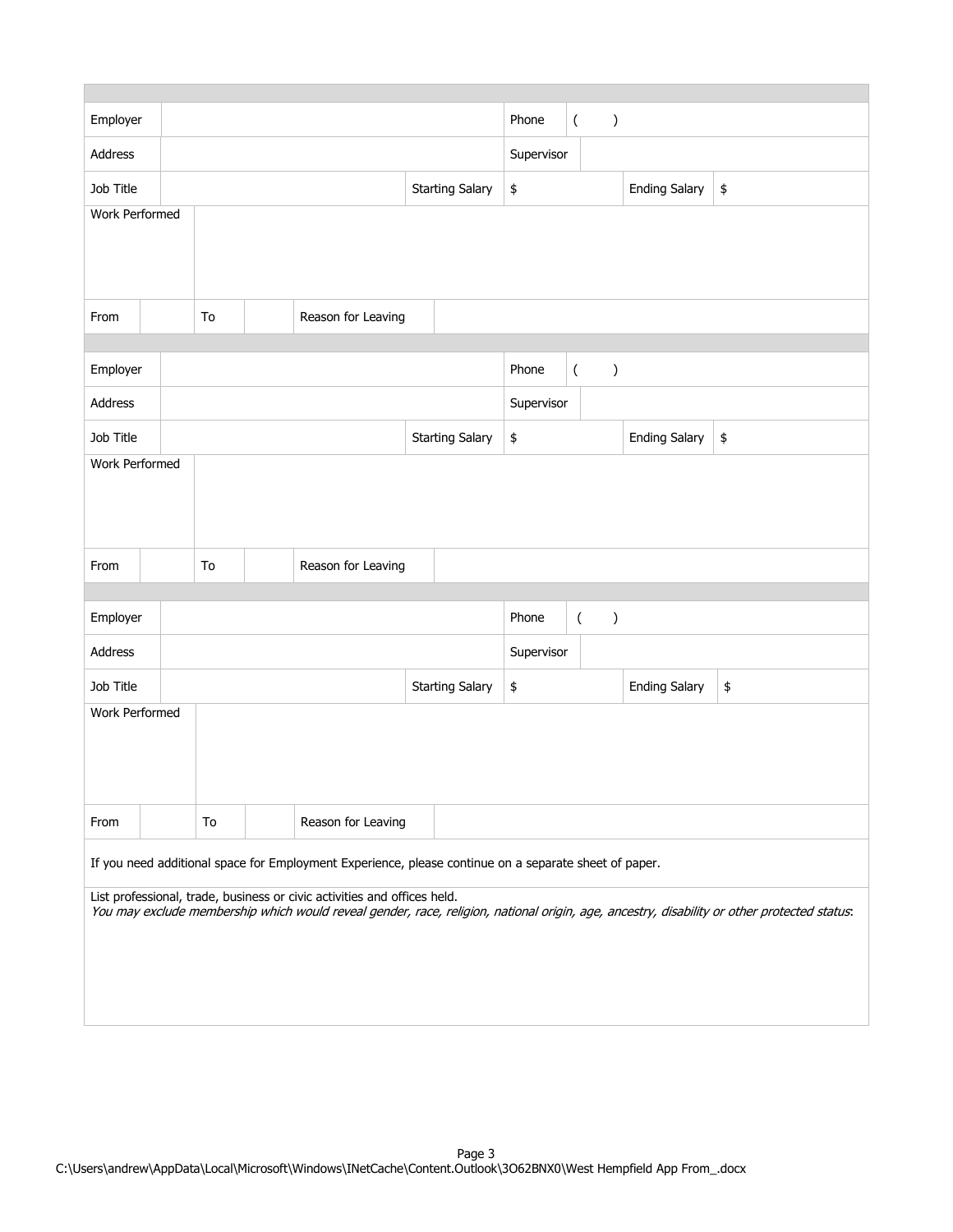| Employer | | Phone | ( ) |
|---|---|---|---|
| Address | | Supervisor | |
| Job Title | | Starting Salary | $ |
| | | Ending Salary | $ |
| Work Performed | | | |
| From | | To | |
| Reason for Leaving | | | |

| Employer | | Phone | ( ) |
|---|---|---|---|
| Address | | Supervisor | |
| Job Title | | Starting Salary | $ |
| | | Ending Salary | $ |
| Work Performed | | | |
| From | | To | |
| Reason for Leaving | | | |

| Employer | | Phone | ( ) |
|---|---|---|---|
| Address | | Supervisor | |
| Job Title | | Starting Salary | $ |
| | | Ending Salary | $ |
| Work Performed | | | |
| From | | To | |
| Reason for Leaving | | | |

If you need additional space for Employment Experience, please continue on a separate sheet of paper.

List professional, trade, business or civic activities and offices held.
*You may exclude membership which would reveal gender, race, religion, national origin, age, ancestry, disability or other protected status*: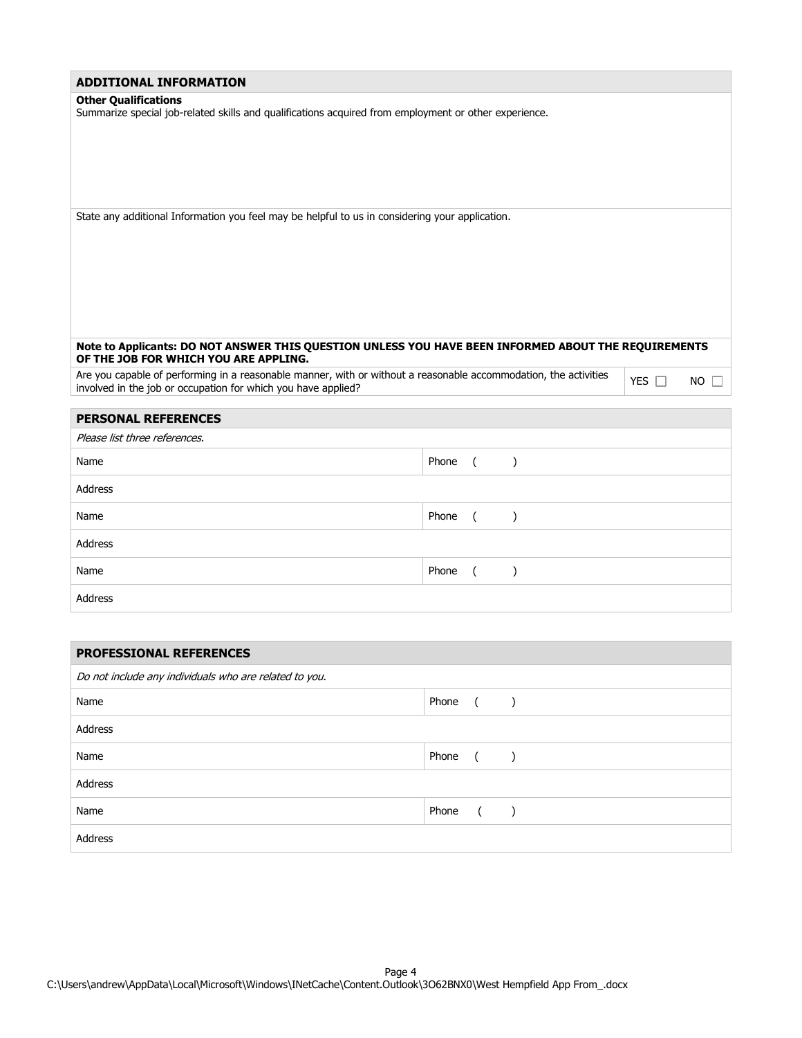## ADDITIONAL INFORMATION

**Other Qualifications**

Summarize special job-related skills and qualifications acquired from employment or other experience.

State any additional Information you feel may be helpful to us in considering your application.

**Note to Applicants: DO NOT ANSWER THIS QUESTION UNLESS YOU HAVE BEEN INFORMED ABOUT THE REQUIREMENTS OF THE JOB FOR WHICH YOU ARE APPLING.**

| Are you capable of performing in a reasonable manner, with or without a reasonable accommodation, the activities involved in the job or occupation for which you have applied? | YES ☐ | NO ☐ |
|---|---|---|

## PERSONAL REFERENCES

*Please list three references.*

| Name | Phone ( ) |
|---|---|
| Address | |
| Name | Phone ( ) |
| Address | |
| Name | Phone ( ) |
| Address | |

## PROFESSIONAL REFERENCES

*Do not include any individuals who are related to you.*

| Name | Phone ( ) |
|---|---|
| Address | |
| Name | Phone ( ) |
| Address | |
| Name | Phone ( ) |
| Address | |

C:\Users\andrew\AppData\Local\Microsoft\Windows\INetCache\Content.Outlook\3O62BNX0\West Hempfield App From_.docx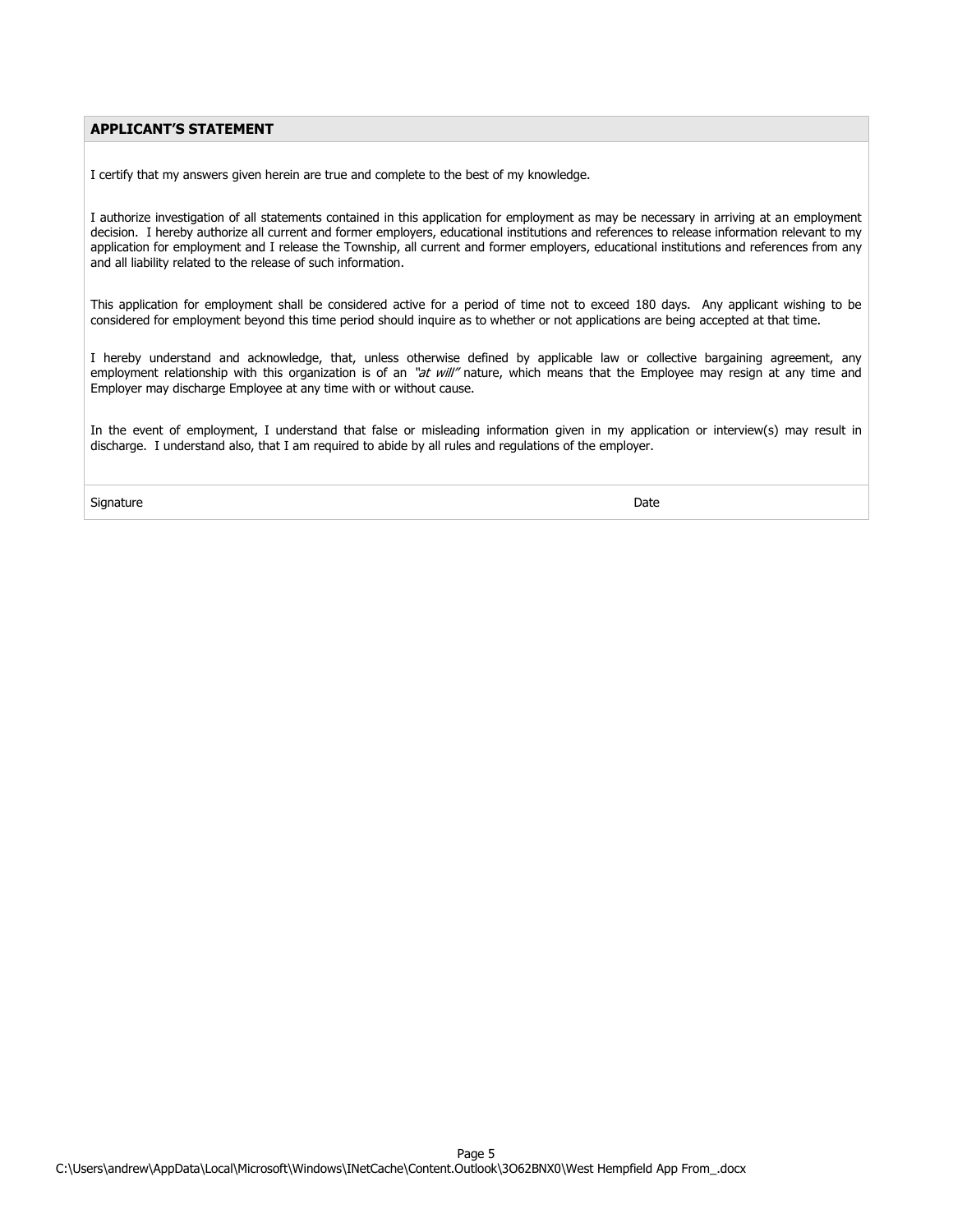## APPLICANT'S STATEMENT

I certify that my answers given herein are true and complete to the best of my knowledge.

I authorize investigation of all statements contained in this application for employment as may be necessary in arriving at an employment decision. I hereby authorize all current and former employers, educational institutions and references to release information relevant to my application for employment and I release the Township, all current and former employers, educational institutions and references from any and all liability related to the release of such information.

This application for employment shall be considered active for a period of time not to exceed 180 days. Any applicant wishing to be considered for employment beyond this time period should inquire as to whether or not applications are being accepted at that time.

I hereby understand and acknowledge, that, unless otherwise defined by applicable law or collective bargaining agreement, any employment relationship with this organization is of an *"at will"* nature, which means that the Employee may resign at any time and Employer may discharge Employee at any time with or without cause.

In the event of employment, I understand that false or misleading information given in my application or interview(s) may result in discharge. I understand also, that I am required to abide by all rules and regulations of the employer.

| | |
|---|---|
| Signature | Date |

C:\Users\andrew\AppData\Local\Microsoft\Windows\INetCache\Content.Outlook\3O62BNX0\West Hempfield App From_.docx